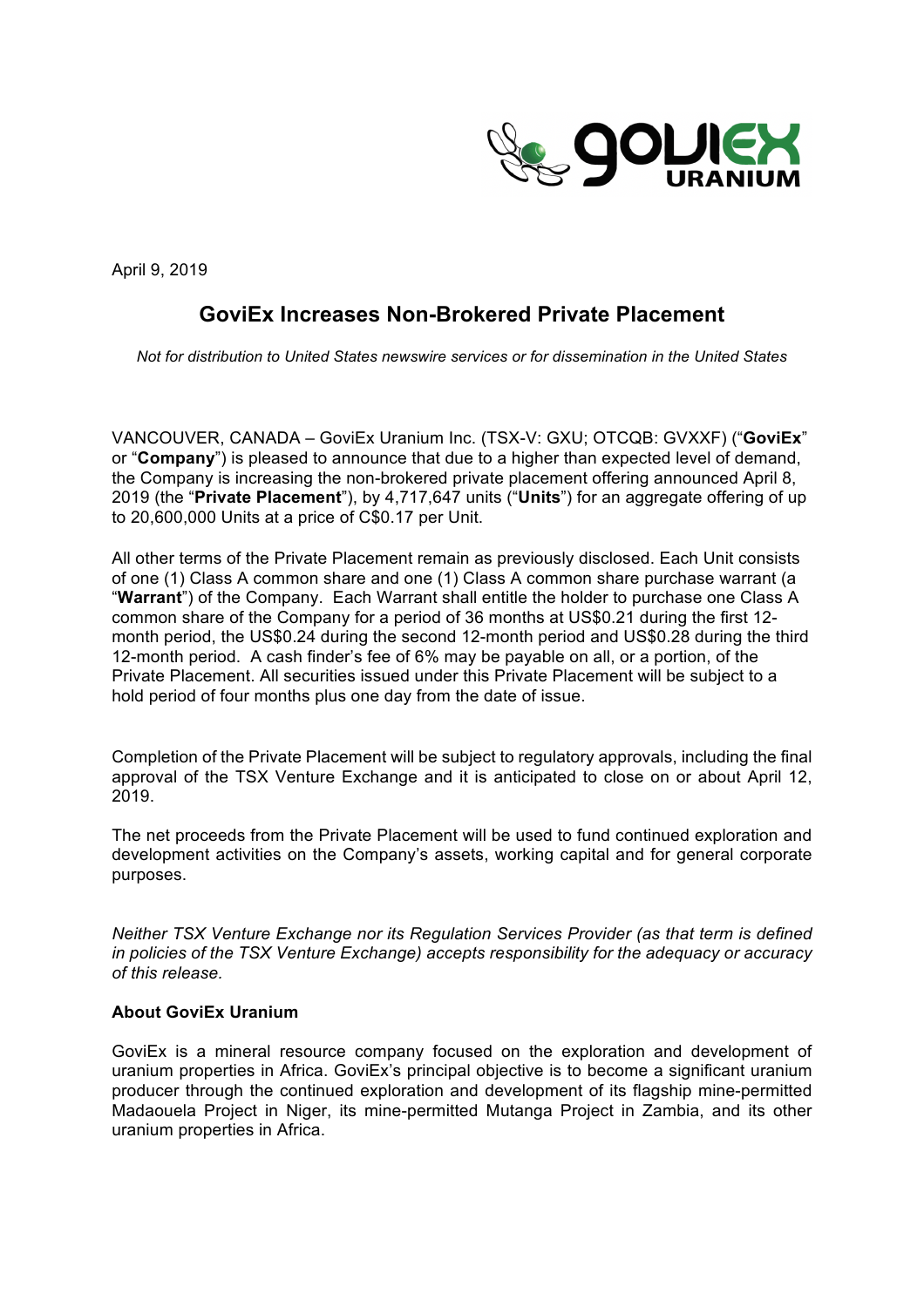April 9, 2019

# GoviEx Increases Non-Brokered Private Placement

*Not for distribution to United States newswire services or for dissemination in the United States*

VANCOUVER, CANADA – GoviEx Uranium Inc. (TSX-V: GXU; OTCQB: GVXXF) ("**GoviEx**" or "**Company**") is pleased to announce that due to a higher than expected level of demand, the Company is increasing the non-brokered private placement offering announced April 8, 2019 (the "**Private Placement**"), by 4,717,647 units ("**Units**") for an aggregate offering of up to 20,600,000 Units at a price of C$0.17 per Unit.

All other terms of the Private Placement remain as previously disclosed. Each Unit consists of one (1) Class A common share and one (1) Class A common share purchase warrant (a "**Warrant**") of the Company. Each Warrant shall entitle the holder to purchase one Class A common share of the Company for a period of 36 months at US$0.21 during the first 12-month period, the US$0.24 during the second 12-month period and US$0.28 during the third 12-month period. A cash finder's fee of 6% may be payable on all, or a portion, of the Private Placement. All securities issued under this Private Placement will be subject to a hold period of four months plus one day from the date of issue.

Completion of the Private Placement will be subject to regulatory approvals, including the final approval of the TSX Venture Exchange and it is anticipated to close on or about April 12, 2019.

The net proceeds from the Private Placement will be used to fund continued exploration and development activities on the Company's assets, working capital and for general corporate purposes.

*Neither TSX Venture Exchange nor its Regulation Services Provider (as that term is defined in policies of the TSX Venture Exchange) accepts responsibility for the adequacy or accuracy of this release.*

**About GoviEx Uranium**

GoviEx is a mineral resource company focused on the exploration and development of uranium properties in Africa. GoviEx's principal objective is to become a significant uranium producer through the continued exploration and development of its flagship mine-permitted Madaouela Project in Niger, its mine-permitted Mutanga Project in Zambia, and its other uranium properties in Africa.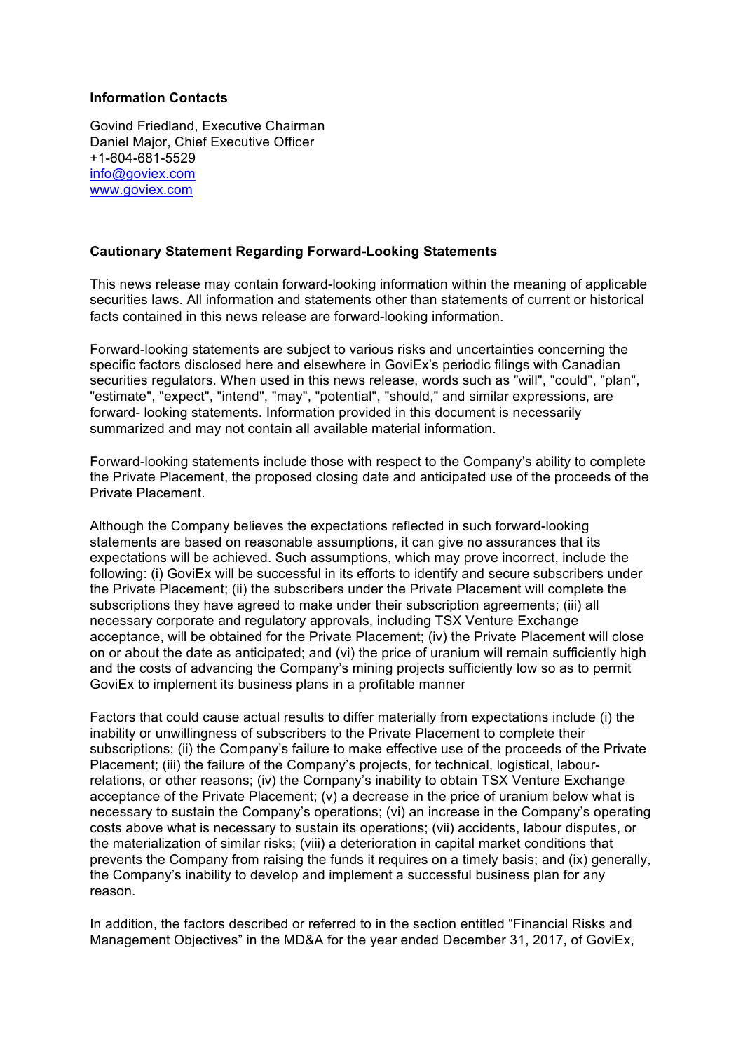**Information Contacts**

Govind Friedland, Executive Chairman
Daniel Major, Chief Executive Officer
+1-604-681-5529
info@goviex.com
www.goviex.com

**Cautionary Statement Regarding Forward-Looking Statements**

This news release may contain forward-looking information within the meaning of applicable securities laws. All information and statements other than statements of current or historical facts contained in this news release are forward-looking information.

Forward-looking statements are subject to various risks and uncertainties concerning the specific factors disclosed here and elsewhere in GoviEx's periodic filings with Canadian securities regulators. When used in this news release, words such as "will", "could", "plan", "estimate", "expect", "intend", "may", "potential", "should," and similar expressions, are forward- looking statements. Information provided in this document is necessarily summarized and may not contain all available material information.

Forward-looking statements include those with respect to the Company's ability to complete the Private Placement, the proposed closing date and anticipated use of the proceeds of the Private Placement.

Although the Company believes the expectations reflected in such forward-looking statements are based on reasonable assumptions, it can give no assurances that its expectations will be achieved. Such assumptions, which may prove incorrect, include the following: (i) GoviEx will be successful in its efforts to identify and secure subscribers under the Private Placement; (ii) the subscribers under the Private Placement will complete the subscriptions they have agreed to make under their subscription agreements; (iii) all necessary corporate and regulatory approvals, including TSX Venture Exchange acceptance, will be obtained for the Private Placement; (iv) the Private Placement will close on or about the date as anticipated; and (vi) the price of uranium will remain sufficiently high and the costs of advancing the Company's mining projects sufficiently low so as to permit GoviEx to implement its business plans in a profitable manner

Factors that could cause actual results to differ materially from expectations include (i) the inability or unwillingness of subscribers to the Private Placement to complete their subscriptions; (ii) the Company's failure to make effective use of the proceeds of the Private Placement; (iii) the failure of the Company's projects, for technical, logistical, labour-relations, or other reasons; (iv) the Company's inability to obtain TSX Venture Exchange acceptance of the Private Placement; (v) a decrease in the price of uranium below what is necessary to sustain the Company's operations; (vi) an increase in the Company's operating costs above what is necessary to sustain its operations; (vii) accidents, labour disputes, or the materialization of similar risks; (viii) a deterioration in capital market conditions that prevents the Company from raising the funds it requires on a timely basis; and (ix) generally, the Company's inability to develop and implement a successful business plan for any reason.

In addition, the factors described or referred to in the section entitled "Financial Risks and Management Objectives" in the MD&A for the year ended December 31, 2017, of GoviEx,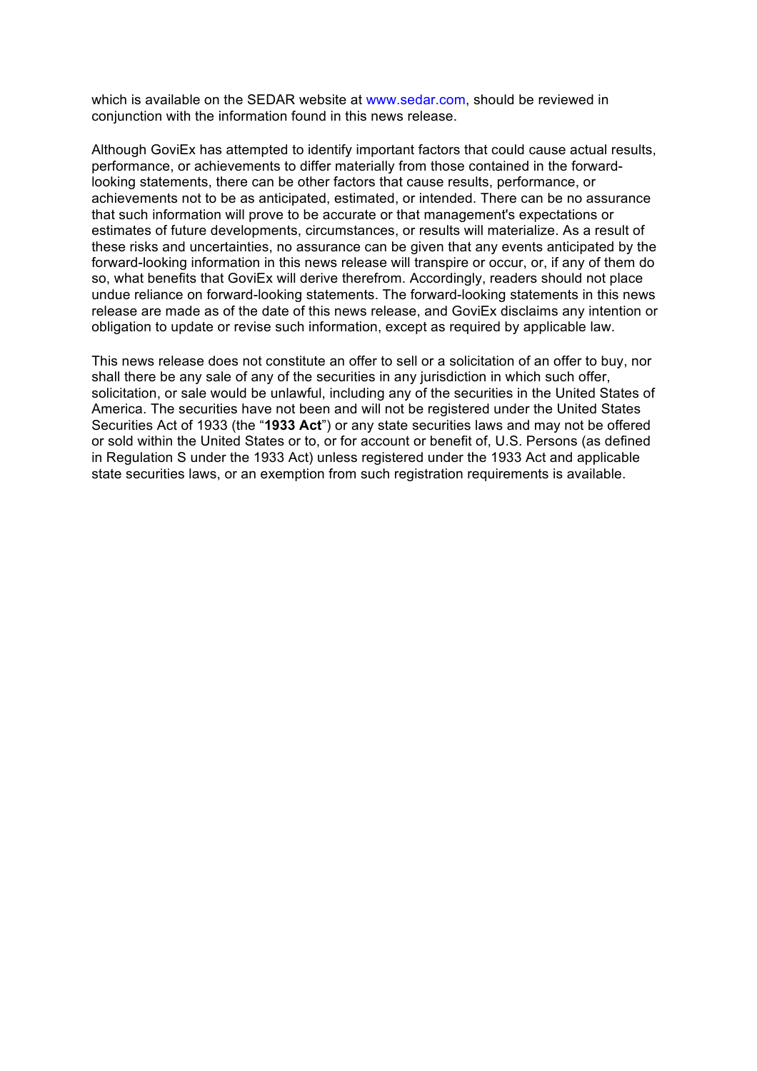which is available on the SEDAR website at www.sedar.com, should be reviewed in conjunction with the information found in this news release.

Although GoviEx has attempted to identify important factors that could cause actual results, performance, or achievements to differ materially from those contained in the forward-looking statements, there can be other factors that cause results, performance, or achievements not to be as anticipated, estimated, or intended. There can be no assurance that such information will prove to be accurate or that management's expectations or estimates of future developments, circumstances, or results will materialize. As a result of these risks and uncertainties, no assurance can be given that any events anticipated by the forward-looking information in this news release will transpire or occur, or, if any of them do so, what benefits that GoviEx will derive therefrom. Accordingly, readers should not place undue reliance on forward-looking statements. The forward-looking statements in this news release are made as of the date of this news release, and GoviEx disclaims any intention or obligation to update or revise such information, except as required by applicable law.

This news release does not constitute an offer to sell or a solicitation of an offer to buy, nor shall there be any sale of any of the securities in any jurisdiction in which such offer, solicitation, or sale would be unlawful, including any of the securities in the United States of America. The securities have not been and will not be registered under the United States Securities Act of 1933 (the "**1933 Act**") or any state securities laws and may not be offered or sold within the United States or to, or for account or benefit of, U.S. Persons (as defined in Regulation S under the 1933 Act) unless registered under the 1933 Act and applicable state securities laws, or an exemption from such registration requirements is available.